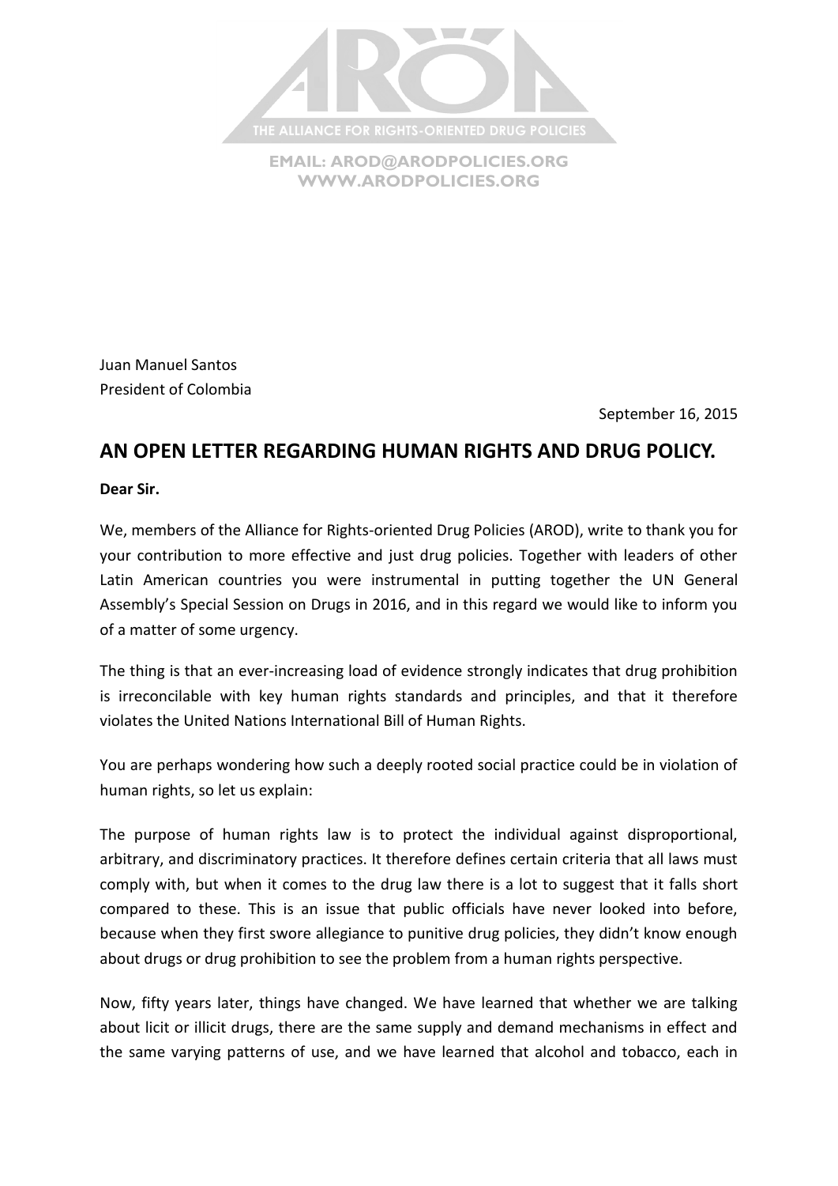THE ALLIANCE FOR RIGHTS-ORIENTED DRUG POLICIES

EMAIL: AROD@ARODPOLICIES.ORG
WWW.ARODPOLICIES.ORG

Juan Manuel Santos
President of Colombia

September 16, 2015

## AN OPEN LETTER REGARDING HUMAN RIGHTS AND DRUG POLICY.

**Dear Sir.**

We, members of the Alliance for Rights-oriented Drug Policies (AROD), write to thank you for your contribution to more effective and just drug policies. Together with leaders of other Latin American countries you were instrumental in putting together the UN General Assembly's Special Session on Drugs in 2016, and in this regard we would like to inform you of a matter of some urgency.

The thing is that an ever-increasing load of evidence strongly indicates that drug prohibition is irreconcilable with key human rights standards and principles, and that it therefore violates the United Nations International Bill of Human Rights.

You are perhaps wondering how such a deeply rooted social practice could be in violation of human rights, so let us explain:

The purpose of human rights law is to protect the individual against disproportional, arbitrary, and discriminatory practices. It therefore defines certain criteria that all laws must comply with, but when it comes to the drug law there is a lot to suggest that it falls short compared to these. This is an issue that public officials have never looked into before, because when they first swore allegiance to punitive drug policies, they didn't know enough about drugs or drug prohibition to see the problem from a human rights perspective.

Now, fifty years later, things have changed. We have learned that whether we are talking about licit or illicit drugs, there are the same supply and demand mechanisms in effect and the same varying patterns of use, and we have learned that alcohol and tobacco, each in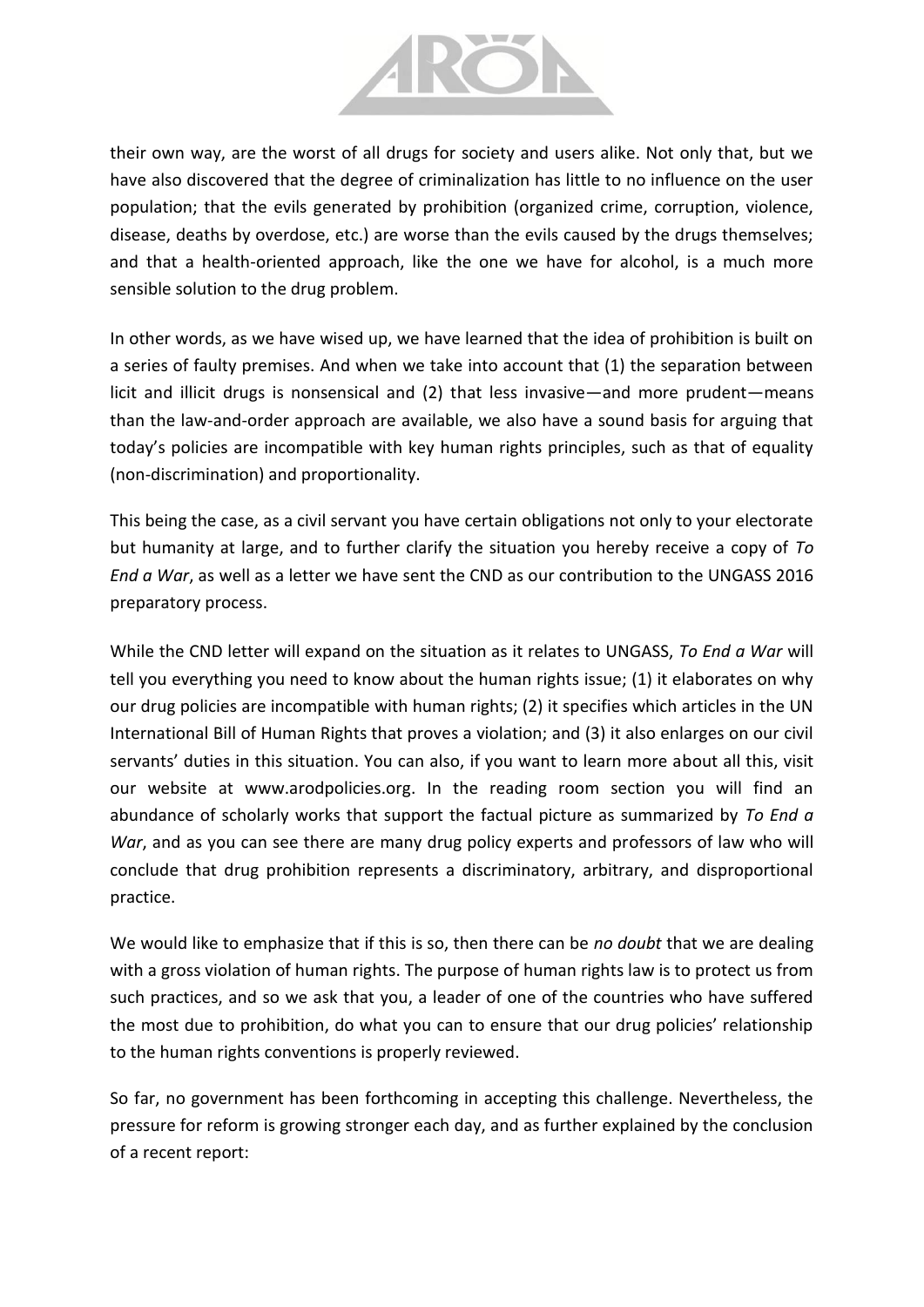their own way, are the worst of all drugs for society and users alike. Not only that, but we have also discovered that the degree of criminalization has little to no influence on the user population; that the evils generated by prohibition (organized crime, corruption, violence, disease, deaths by overdose, etc.) are worse than the evils caused by the drugs themselves; and that a health-oriented approach, like the one we have for alcohol, is a much more sensible solution to the drug problem.

In other words, as we have wised up, we have learned that the idea of prohibition is built on a series of faulty premises. And when we take into account that (1) the separation between licit and illicit drugs is nonsensical and (2) that less invasive—and more prudent—means than the law-and-order approach are available, we also have a sound basis for arguing that today's policies are incompatible with key human rights principles, such as that of equality (non-discrimination) and proportionality.

This being the case, as a civil servant you have certain obligations not only to your electorate but humanity at large, and to further clarify the situation you hereby receive a copy of *To End a War*, as well as a letter we have sent the CND as our contribution to the UNGASS 2016 preparatory process.

While the CND letter will expand on the situation as it relates to UNGASS, *To End a War* will tell you everything you need to know about the human rights issue; (1) it elaborates on why our drug policies are incompatible with human rights; (2) it specifies which articles in the UN International Bill of Human Rights that proves a violation; and (3) it also enlarges on our civil servants' duties in this situation. You can also, if you want to learn more about all this, visit our website at www.arodpolicies.org. In the reading room section you will find an abundance of scholarly works that support the factual picture as summarized by *To End a War*, and as you can see there are many drug policy experts and professors of law who will conclude that drug prohibition represents a discriminatory, arbitrary, and disproportional practice.

We would like to emphasize that if this is so, then there can be *no doubt* that we are dealing with a gross violation of human rights. The purpose of human rights law is to protect us from such practices, and so we ask that you, a leader of one of the countries who have suffered the most due to prohibition, do what you can to ensure that our drug policies' relationship to the human rights conventions is properly reviewed.

So far, no government has been forthcoming in accepting this challenge. Nevertheless, the pressure for reform is growing stronger each day, and as further explained by the conclusion of a recent report: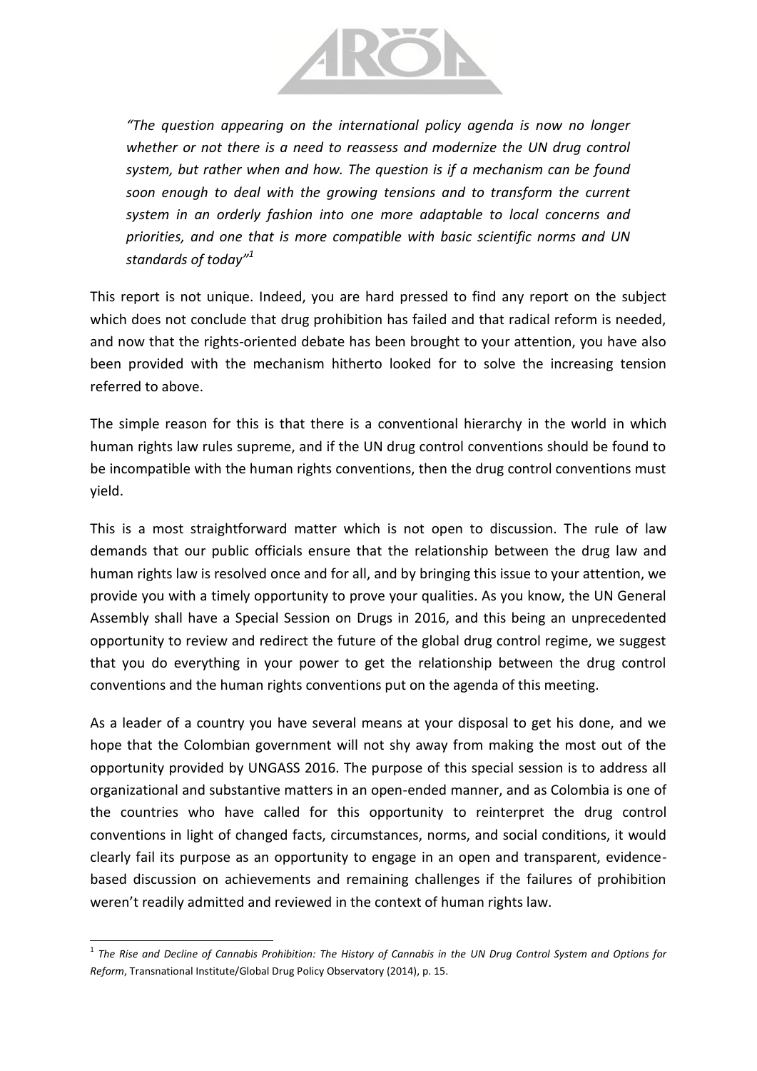*"The question appearing on the international policy agenda is now no longer whether or not there is a need to reassess and modernize the UN drug control system, but rather when and how. The question is if a mechanism can be found soon enough to deal with the growing tensions and to transform the current system in an orderly fashion into one more adaptable to local concerns and priorities, and one that is more compatible with basic scientific norms and UN standards of today"*[1]

This report is not unique. Indeed, you are hard pressed to find any report on the subject which does not conclude that drug prohibition has failed and that radical reform is needed, and now that the rights-oriented debate has been brought to your attention, you have also been provided with the mechanism hitherto looked for to solve the increasing tension referred to above.

The simple reason for this is that there is a conventional hierarchy in the world in which human rights law rules supreme, and if the UN drug control conventions should be found to be incompatible with the human rights conventions, then the drug control conventions must yield.

This is a most straightforward matter which is not open to discussion. The rule of law demands that our public officials ensure that the relationship between the drug law and human rights law is resolved once and for all, and by bringing this issue to your attention, we provide you with a timely opportunity to prove your qualities. As you know, the UN General Assembly shall have a Special Session on Drugs in 2016, and this being an unprecedented opportunity to review and redirect the future of the global drug control regime, we suggest that you do everything in your power to get the relationship between the drug control conventions and the human rights conventions put on the agenda of this meeting.

As a leader of a country you have several means at your disposal to get his done, and we hope that the Colombian government will not shy away from making the most out of the opportunity provided by UNGASS 2016. The purpose of this special session is to address all organizational and substantive matters in an open-ended manner, and as Colombia is one of the countries who have called for this opportunity to reinterpret the drug control conventions in light of changed facts, circumstances, norms, and social conditions, it would clearly fail its purpose as an opportunity to engage in an open and transparent, evidence-based discussion on achievements and remaining challenges if the failures of prohibition weren't readily admitted and reviewed in the context of human rights law.

---

[1] *The Rise and Decline of Cannabis Prohibition: The History of Cannabis in the UN Drug Control System and Options for Reform*, Transnational Institute/Global Drug Policy Observatory (2014), p. 15.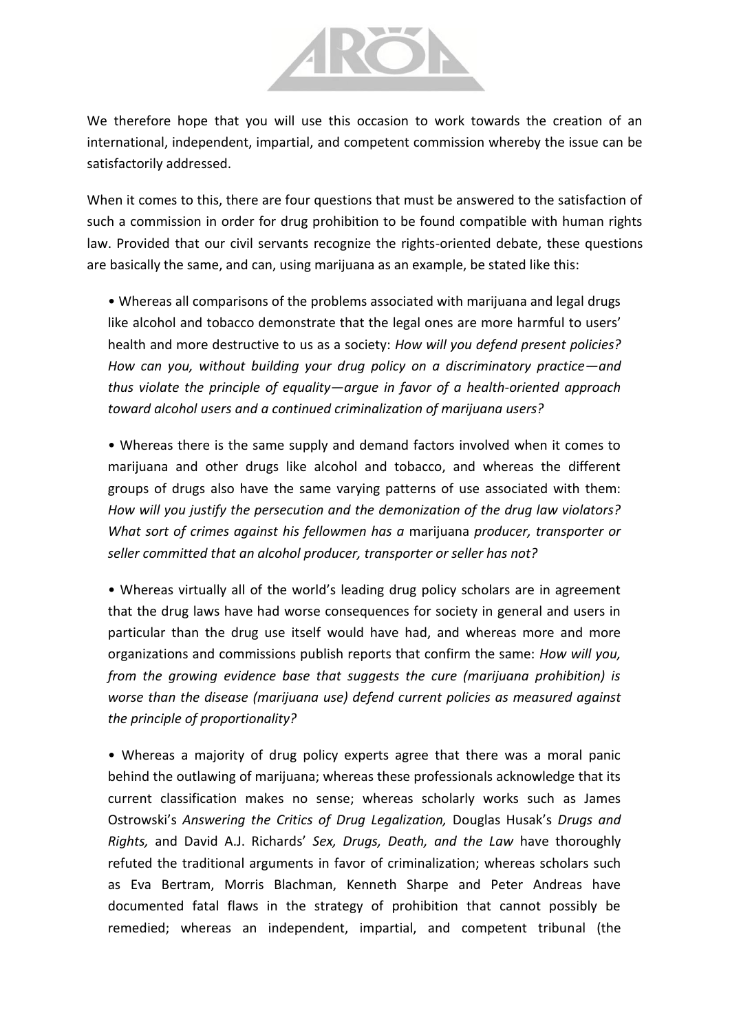We therefore hope that you will use this occasion to work towards the creation of an international, independent, impartial, and competent commission whereby the issue can be satisfactorily addressed.

When it comes to this, there are four questions that must be answered to the satisfaction of such a commission in order for drug prohibition to be found compatible with human rights law. Provided that our civil servants recognize the rights-oriented debate, these questions are basically the same, and can, using marijuana as an example, be stated like this:

- Whereas all comparisons of the problems associated with marijuana and legal drugs like alcohol and tobacco demonstrate that the legal ones are more harmful to users' health and more destructive to us as a society: *How will you defend present policies? How can you, without building your drug policy on a discriminatory practice—and thus violate the principle of equality—argue in favor of a health-oriented approach toward alcohol users and a continued criminalization of marijuana users?*

- Whereas there is the same supply and demand factors involved when it comes to marijuana and other drugs like alcohol and tobacco, and whereas the different groups of drugs also have the same varying patterns of use associated with them: *How will you justify the persecution and the demonization of the drug law violators? What sort of crimes against his fellowmen has a* marijuana *producer, transporter or seller committed that an alcohol producer, transporter or seller has not?*

- Whereas virtually all of the world's leading drug policy scholars are in agreement that the drug laws have had worse consequences for society in general and users in particular than the drug use itself would have had, and whereas more and more organizations and commissions publish reports that confirm the same: *How will you, from the growing evidence base that suggests the cure (marijuana prohibition) is worse than the disease (marijuana use) defend current policies as measured against the principle of proportionality?*

- Whereas a majority of drug policy experts agree that there was a moral panic behind the outlawing of marijuana; whereas these professionals acknowledge that its current classification makes no sense; whereas scholarly works such as James Ostrowski's *Answering the Critics of Drug Legalization,* Douglas Husak's *Drugs and Rights,* and David A.J. Richards' *Sex, Drugs, Death, and the Law* have thoroughly refuted the traditional arguments in favor of criminalization; whereas scholars such as Eva Bertram, Morris Blachman, Kenneth Sharpe and Peter Andreas have documented fatal flaws in the strategy of prohibition that cannot possibly be remedied; whereas an independent, impartial, and competent tribunal (the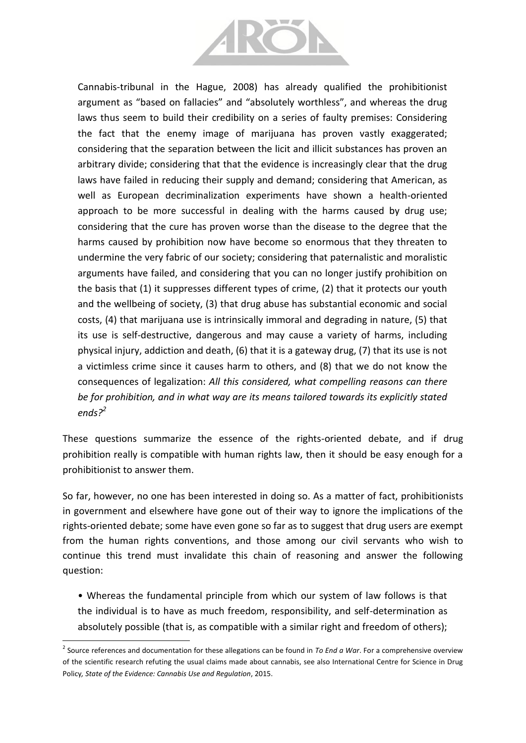Cannabis-tribunal in the Hague, 2008) has already qualified the prohibitionist argument as "based on fallacies" and "absolutely worthless", and whereas the drug laws thus seem to build their credibility on a series of faulty premises: Considering the fact that the enemy image of marijuana has proven vastly exaggerated; considering that the separation between the licit and illicit substances has proven an arbitrary divide; considering that that the evidence is increasingly clear that the drug laws have failed in reducing their supply and demand; considering that American, as well as European decriminalization experiments have shown a health-oriented approach to be more successful in dealing with the harms caused by drug use; considering that the cure has proven worse than the disease to the degree that the harms caused by prohibition now have become so enormous that they threaten to undermine the very fabric of our society; considering that paternalistic and moralistic arguments have failed, and considering that you can no longer justify prohibition on the basis that (1) it suppresses different types of crime, (2) that it protects our youth and the wellbeing of society, (3) that drug abuse has substantial economic and social costs, (4) that marijuana use is intrinsically immoral and degrading in nature, (5) that its use is self-destructive, dangerous and may cause a variety of harms, including physical injury, addiction and death, (6) that it is a gateway drug, (7) that its use is not a victimless crime since it causes harm to others, and (8) that we do not know the consequences of legalization: *All this considered, what compelling reasons can there be for prohibition, and in what way are its means tailored towards its explicitly stated ends?*[2]

These questions summarize the essence of the rights-oriented debate, and if drug prohibition really is compatible with human rights law, then it should be easy enough for a prohibitionist to answer them.

So far, however, no one has been interested in doing so. As a matter of fact, prohibitionists in government and elsewhere have gone out of their way to ignore the implications of the rights-oriented debate; some have even gone so far as to suggest that drug users are exempt from the human rights conventions, and those among our civil servants who wish to continue this trend must invalidate this chain of reasoning and answer the following question:

- Whereas the fundamental principle from which our system of law follows is that the individual is to have as much freedom, responsibility, and self-determination as absolutely possible (that is, as compatible with a similar right and freedom of others);

---

[2] Source references and documentation for these allegations can be found in *To End a War*. For a comprehensive overview of the scientific research refuting the usual claims made about cannabis, see also International Centre for Science in Drug Policy, *State of the Evidence: Cannabis Use and Regulation*, 2015.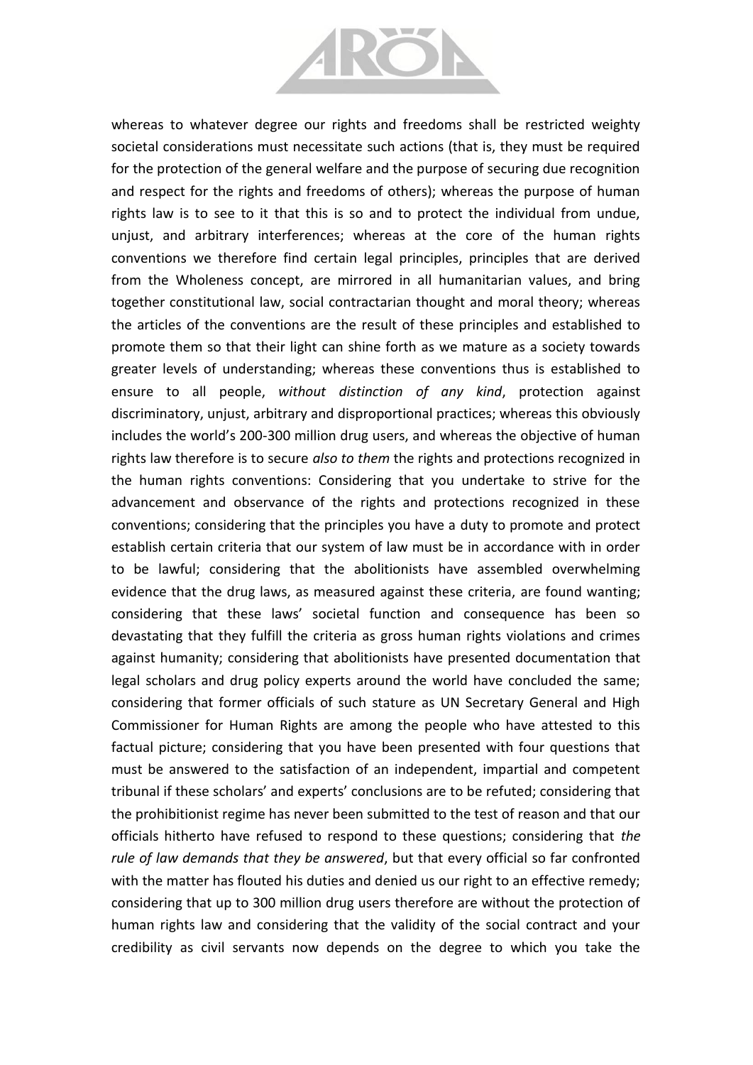whereas to whatever degree our rights and freedoms shall be restricted weighty societal considerations must necessitate such actions (that is, they must be required for the protection of the general welfare and the purpose of securing due recognition and respect for the rights and freedoms of others); whereas the purpose of human rights law is to see to it that this is so and to protect the individual from undue, unjust, and arbitrary interferences; whereas at the core of the human rights conventions we therefore find certain legal principles, principles that are derived from the Wholeness concept, are mirrored in all humanitarian values, and bring together constitutional law, social contractarian thought and moral theory; whereas the articles of the conventions are the result of these principles and established to promote them so that their light can shine forth as we mature as a society towards greater levels of understanding; whereas these conventions thus is established to ensure to all people, *without distinction of any kind*, protection against discriminatory, unjust, arbitrary and disproportional practices; whereas this obviously includes the world's 200-300 million drug users, and whereas the objective of human rights law therefore is to secure *also to them* the rights and protections recognized in the human rights conventions: Considering that you undertake to strive for the advancement and observance of the rights and protections recognized in these conventions; considering that the principles you have a duty to promote and protect establish certain criteria that our system of law must be in accordance with in order to be lawful; considering that the abolitionists have assembled overwhelming evidence that the drug laws, as measured against these criteria, are found wanting; considering that these laws' societal function and consequence has been so devastating that they fulfill the criteria as gross human rights violations and crimes against humanity; considering that abolitionists have presented documentation that legal scholars and drug policy experts around the world have concluded the same; considering that former officials of such stature as UN Secretary General and High Commissioner for Human Rights are among the people who have attested to this factual picture; considering that you have been presented with four questions that must be answered to the satisfaction of an independent, impartial and competent tribunal if these scholars' and experts' conclusions are to be refuted; considering that the prohibitionist regime has never been submitted to the test of reason and that our officials hitherto have refused to respond to these questions; considering that *the rule of law demands that they be answered*, but that every official so far confronted with the matter has flouted his duties and denied us our right to an effective remedy; considering that up to 300 million drug users therefore are without the protection of human rights law and considering that the validity of the social contract and your credibility as civil servants now depends on the degree to which you take the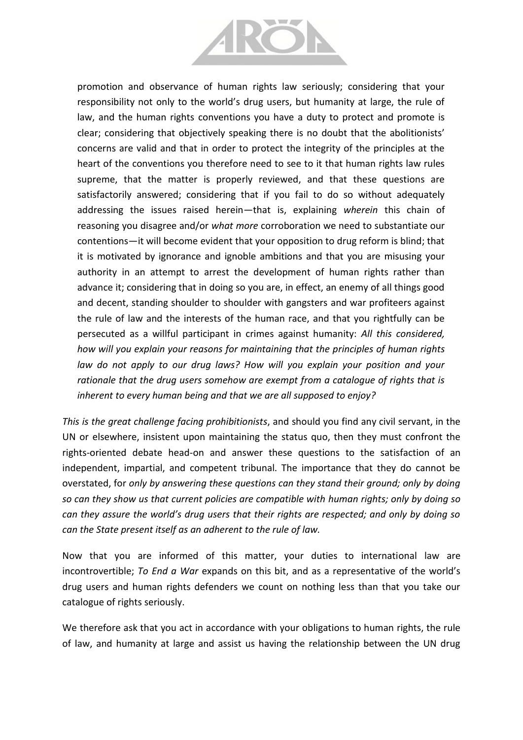promotion and observance of human rights law seriously; considering that your responsibility not only to the world's drug users, but humanity at large, the rule of law, and the human rights conventions you have a duty to protect and promote is clear; considering that objectively speaking there is no doubt that the abolitionists' concerns are valid and that in order to protect the integrity of the principles at the heart of the conventions you therefore need to see to it that human rights law rules supreme, that the matter is properly reviewed, and that these questions are satisfactorily answered; considering that if you fail to do so without adequately addressing the issues raised herein—that is, explaining *wherein* this chain of reasoning you disagree and/or *what more* corroboration we need to substantiate our contentions—it will become evident that your opposition to drug reform is blind; that it is motivated by ignorance and ignoble ambitions and that you are misusing your authority in an attempt to arrest the development of human rights rather than advance it; considering that in doing so you are, in effect, an enemy of all things good and decent, standing shoulder to shoulder with gangsters and war profiteers against the rule of law and the interests of the human race, and that you rightfully can be persecuted as a willful participant in crimes against humanity: *All this considered, how will you explain your reasons for maintaining that the principles of human rights law do not apply to our drug laws? How will you explain your position and your rationale that the drug users somehow are exempt from a catalogue of rights that is inherent to every human being and that we are all supposed to enjoy?*

*This is the great challenge facing prohibitionists*, and should you find any civil servant, in the UN or elsewhere, insistent upon maintaining the status quo, then they must confront the rights-oriented debate head-on and answer these questions to the satisfaction of an independent, impartial, and competent tribunal. The importance that they do cannot be overstated, for *only by answering these questions can they stand their ground; only by doing so can they show us that current policies are compatible with human rights; only by doing so can they assure the world's drug users that their rights are respected; and only by doing so can the State present itself as an adherent to the rule of law.*

Now that you are informed of this matter, your duties to international law are incontrovertible; *To End a War* expands on this bit, and as a representative of the world's drug users and human rights defenders we count on nothing less than that you take our catalogue of rights seriously.

We therefore ask that you act in accordance with your obligations to human rights, the rule of law, and humanity at large and assist us having the relationship between the UN drug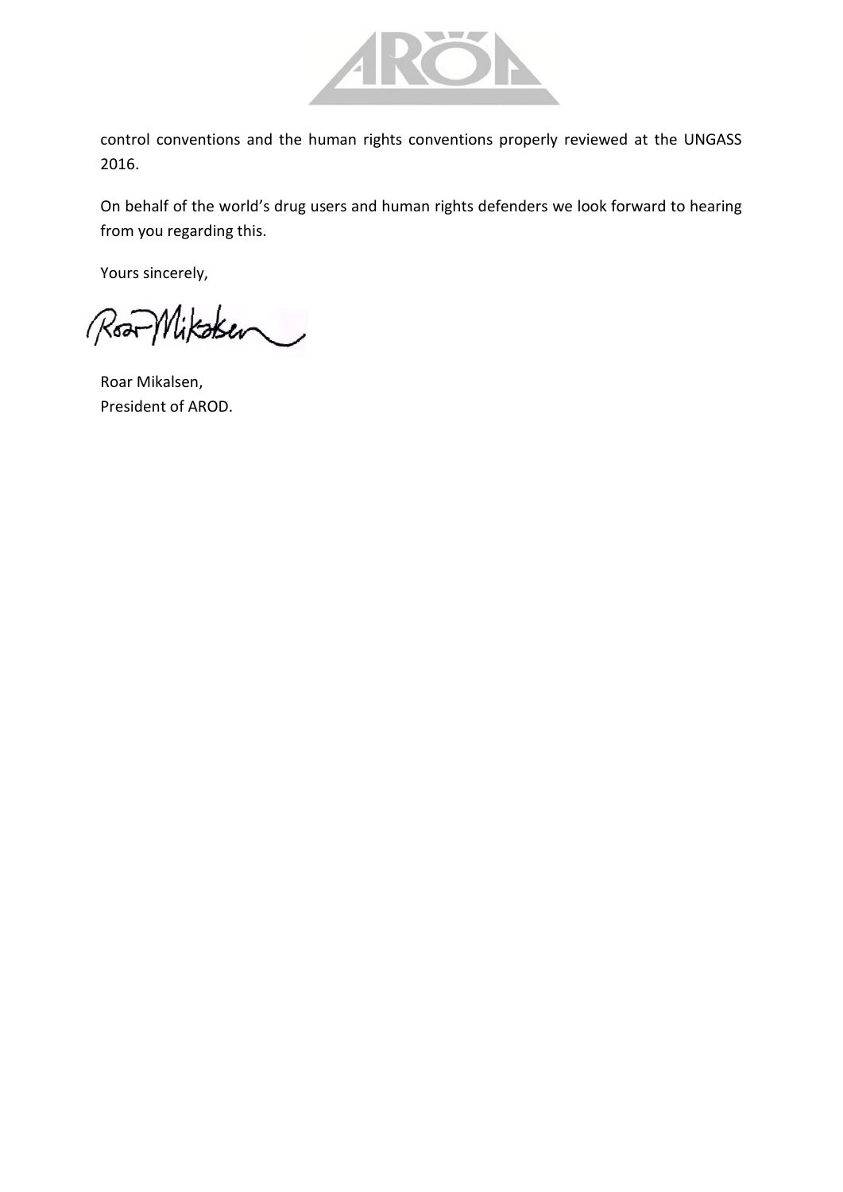control conventions and the human rights conventions properly reviewed at the UNGASS 2016.

On behalf of the world's drug users and human rights defenders we look forward to hearing from you regarding this.

Yours sincerely,

Roar Mikalsen,
President of AROD.